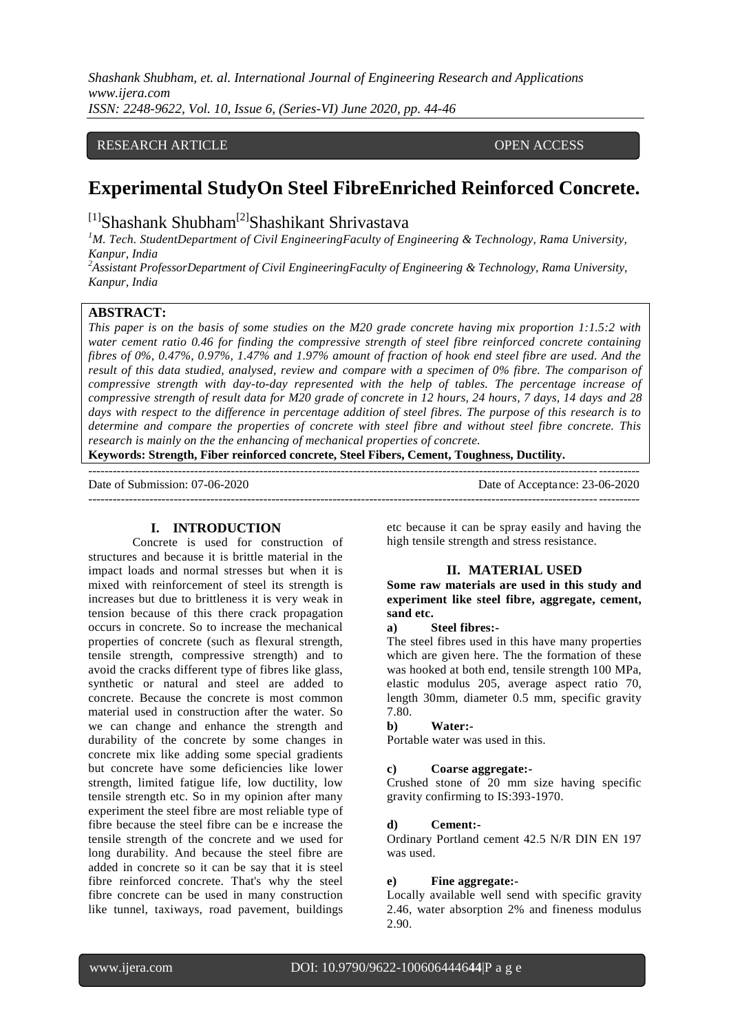RESEARCH ARTICLE OPEN ACCESS

# Experimental StudyOn Steel FibreEnriched Reinforced Concrete.

[1]Shashank Shubham[2]Shashikant Shrivastava

[1]M. Tech. StudentDepartment of Civil EngineeringFaculty of Engineering & Technology, Rama University, Kanpur, India

[2]Assistant ProfessorDepartment of Civil EngineeringFaculty of Engineering & Technology, Rama University, Kanpur, India

**ABSTRACT:**

*This paper is on the basis of some studies on the M20 grade concrete having mix proportion 1:1.5:2 with water cement ratio 0.46 for finding the compressive strength of steel fibre reinforced concrete containing fibres of 0%, 0.47%, 0.97%, 1.47% and 1.97% amount of fraction of hook end steel fibre are used. And the result of this data studied, analysed, review and compare with a specimen of 0% fibre. The comparison of compressive strength with day-to-day represented with the help of tables. The percentage increase of compressive strength of result data for M20 grade of concrete in 12 hours, 24 hours, 7 days, 14 days and 28 days with respect to the difference in percentage addition of steel fibres. The purpose of this research is to determine and compare the properties of concrete with steel fibre and without steel fibre concrete. This research is mainly on the the enhancing of mechanical properties of concrete.*

**Keywords: Strength, Fiber reinforced concrete, Steel Fibers, Cement, Toughness, Ductility.**

Date of Submission: 07-06-2020 Date of Acceptance: 23-06-2020

## I. INTRODUCTION

Concrete is used for construction of structures and because it is brittle material in the impact loads and normal stresses but when it is mixed with reinforcement of steel its strength is increases but due to brittleness it is very weak in tension because of this there crack propagation occurs in concrete. So to increase the mechanical properties of concrete (such as flexural strength, tensile strength, compressive strength) and to avoid the cracks different type of fibres like glass, synthetic or natural and steel are added to concrete. Because the concrete is most common material used in construction after the water. So we can change and enhance the strength and durability of the concrete by some changes in concrete mix like adding some special gradients but concrete have some deficiencies like lower strength, limited fatigue life, low ductility, low tensile strength etc. So in my opinion after many experiment the steel fibre are most reliable type of fibre because the steel fibre can be e increase the tensile strength of the concrete and we used for long durability. And because the steel fibre are added in concrete so it can be say that it is steel fibre reinforced concrete. That's why the steel fibre concrete can be used in many construction like tunnel, taxiways, road pavement, buildings etc because it can be spray easily and having the high tensile strength and stress resistance.

## II. MATERIAL USED

**Some raw materials are used in this study and experiment like steel fibre, aggregate, cement, sand etc.**

**a) Steel fibres:-**

The steel fibres used in this have many properties which are given here. The the formation of these was hooked at both end, tensile strength 100 MPa, elastic modulus 205, average aspect ratio 70, length 30mm, diameter 0.5 mm, specific gravity 7.80.

**b) Water:-**

Portable water was used in this.

**c) Coarse aggregate:-**

Crushed stone of 20 mm size having specific gravity confirming to IS:393-1970.

**d) Cement:-**

Ordinary Portland cement 42.5 N/R DIN EN 197 was used.

**e) Fine aggregate:-**

Locally available well send with specific gravity 2.46, water absorption 2% and fineness modulus 2.90.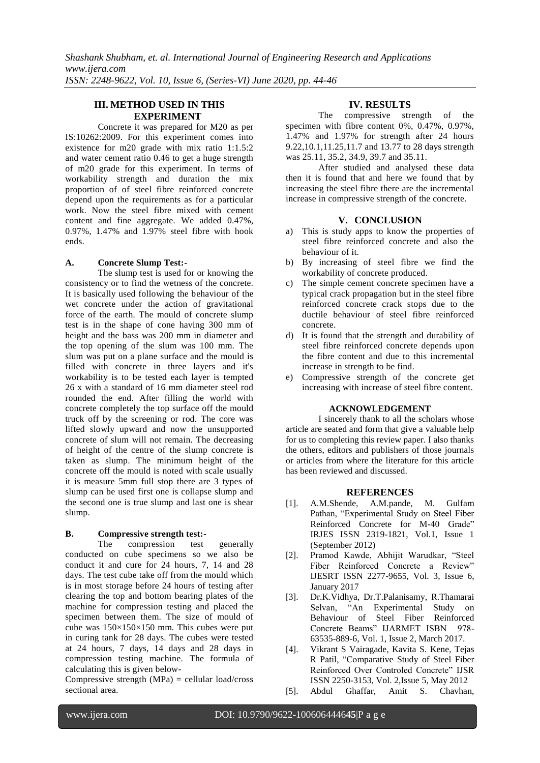## III. METHOD USED IN THIS EXPERIMENT

Concrete it was prepared for M20 as per IS:10262:2009. For this experiment comes into existence for m20 grade with mix ratio 1:1.5:2 and water cement ratio 0.46 to get a huge strength of m20 grade for this experiment. In terms of workability strength and duration the mix proportion of of steel fibre reinforced concrete depend upon the requirements as for a particular work. Now the steel fibre mixed with cement content and fine aggregate. We added 0.47%, 0.97%, 1.47% and 1.97% steel fibre with hook ends.

### A. Concrete Slump Test:-

The slump test is used for or knowing the consistency or to find the wetness of the concrete. It is basically used following the behaviour of the wet concrete under the action of gravitational force of the earth. The mould of concrete slump test is in the shape of cone having 300 mm of height and the bass was 200 mm in diameter and the top opening of the slum was 100 mm. The slum was put on a plane surface and the mould is filled with concrete in three layers and it's workability is to be tested each layer is tempted 26 x with a standard of 16 mm diameter steel rod rounded the end. After filling the world with concrete completely the top surface off the mould truck off by the screening or rod. The core was lifted slowly upward and now the unsupported concrete of slum will not remain. The decreasing of height of the centre of the slump concrete is taken as slump. The minimum height of the concrete off the mould is noted with scale usually it is measure 5mm full stop there are 3 types of slump can be used first one is collapse slump and the second one is true slump and last one is shear slump.

### B. Compressive strength test:-

The compression test generally conducted on cube specimens so we also be conduct it and cure for 24 hours, 7, 14 and 28 days. The test cube take off from the mould which is in most storage before 24 hours of testing after clearing the top and bottom bearing plates of the machine for compression testing and placed the specimen between them. The size of mould of cube was 150×150×150 mm. This cubes were put in curing tank for 28 days. The cubes were tested at 24 hours, 7 days, 14 days and 28 days in compression testing machine. The formula of calculating this is given below-

Compressive strength (MPa) = cellular load/cross sectional area.

## IV. RESULTS

The compressive strength of the specimen with fibre content 0%, 0.47%, 0.97%, 1.47% and 1.97% for strength after 24 hours 9.22,10.1,11.25,11.7 and 13.77 to 28 days strength was 25.11, 35.2, 34.9, 39.7 and 35.11.

After studied and analysed these data then it is found that and here we found that by increasing the steel fibre there are the incremental increase in compressive strength of the concrete.

## V. CONCLUSION

a) This is study apps to know the properties of steel fibre reinforced concrete and also the behaviour of it.
b) By increasing of steel fibre we find the workability of concrete produced.
c) The simple cement concrete specimen have a typical crack propagation but in the steel fibre reinforced concrete crack stops due to the ductile behaviour of steel fibre reinforced concrete.
d) It is found that the strength and durability of steel fibre reinforced concrete depends upon the fibre content and due to this incremental increase in strength to be find.
e) Compressive strength of the concrete get increasing with increase of steel fibre content.

## ACKNOWLEDGEMENT

I sincerely thank to all the scholars whose article are seated and form that give a valuable help for us to completing this review paper. I also thanks the others, editors and publishers of those journals or articles from where the literature for this article has been reviewed and discussed.

## REFERENCES

[1]. A.M.Shende, A.M.pande, M. Gulfam Pathan, "Experimental Study on Steel Fiber Reinforced Concrete for M-40 Grade" IRJES ISSN 2319-1821, Vol.1, Issue 1 (September 2012)

[2]. Pramod Kawde, Abhijit Warudkar, "Steel Fiber Reinforced Concrete a Review" IJESRT ISSN 2277-9655, Vol. 3, Issue 6, January 2017

[3]. Dr.K.Vidhya, Dr.T.Palanisamy, R.Thamarai Selvan, "An Experimental Study on Behaviour of Steel Fiber Reinforced Concrete Beams" IJARMET ISBN 978-63535-889-6, Vol. 1, Issue 2, March 2017.

[4]. Vikrant S Vairagade, Kavita S. Kene, Tejas R Patil, "Comparative Study of Steel Fiber Reinforced Over Controled Concrete" IJSR ISSN 2250-3153, Vol. 2,Issue 5, May 2012

[5]. Abdul Ghaffar, Amit S. Chavhan,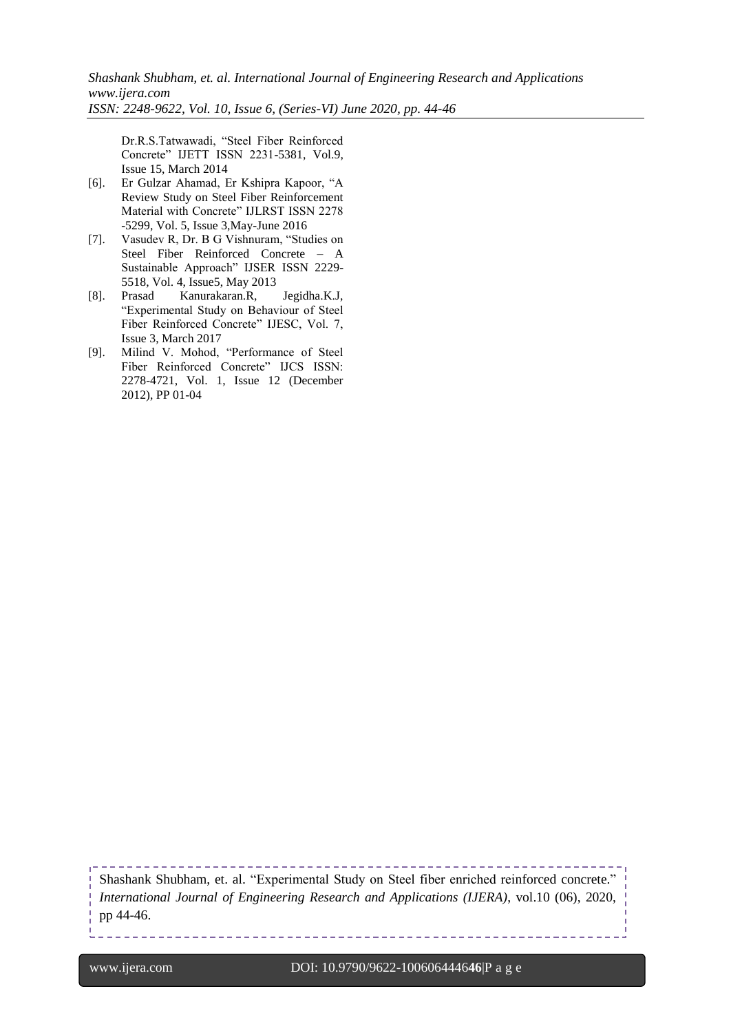Dr.R.S.Tatwawadi, “Steel Fiber Reinforced Concrete” IJETT ISSN 2231-5381, Vol.9, Issue 15, March 2014

[6]. Er Gulzar Ahamad, Er Kshipra Kapoor, “A Review Study on Steel Fiber Reinforcement Material with Concrete” IJLRST ISSN 2278 -5299, Vol. 5, Issue 3,May-June 2016

[7]. Vasudev R, Dr. B G Vishnuram, “Studies on Steel Fiber Reinforced Concrete – A Sustainable Approach” IJSER ISSN 2229-5518, Vol. 4, Issue5, May 2013

[8]. Prasad Kanurakaran.R, Jegidha.K.J, “Experimental Study on Behaviour of Steel Fiber Reinforced Concrete” IJESC, Vol. 7, Issue 3, March 2017

[9]. Milind V. Mohod, “Performance of Steel Fiber Reinforced Concrete” IJCS ISSN: 2278-4721, Vol. 1, Issue 12 (December 2012), PP 01-04

Shashank Shubham, et. al. “Experimental Study on Steel fiber enriched reinforced concrete.” *International Journal of Engineering Research and Applications (IJERA)*, vol.10 (06), 2020, pp 44-46.